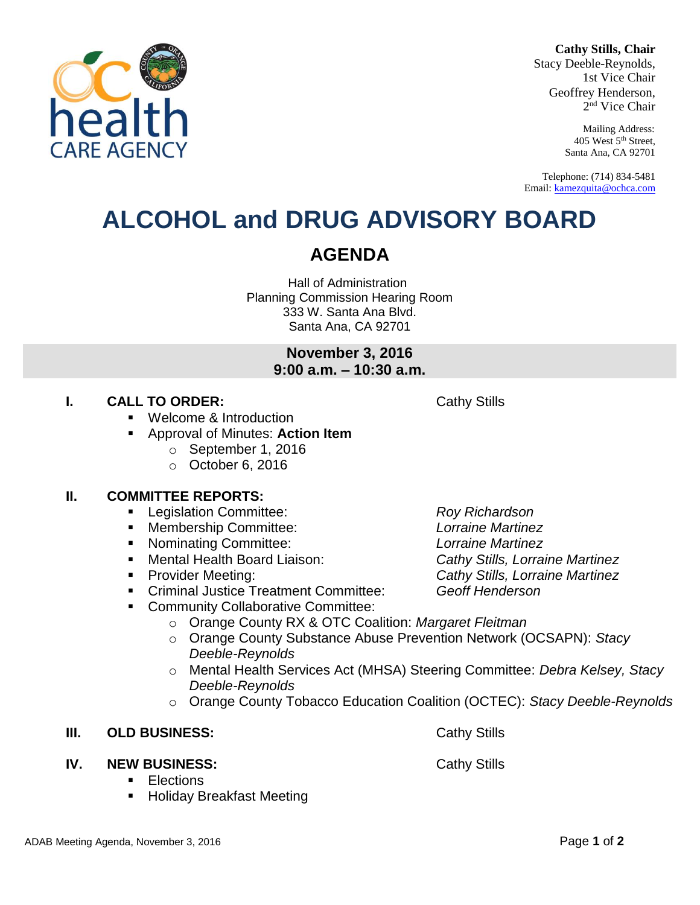**Cathy Stills, Chair**
Stacy Deeble-Reynolds, 1st Vice Chair
Geoffrey Henderson, 2nd Vice Chair

Mailing Address:
405 West 5th Street,
Santa Ana, CA 92701

Telephone: (714) 834-5481
Email: kamezquita@ochca.com

# ALCOHOL and DRUG ADVISORY BOARD

## AGENDA

Hall of Administration
Planning Commission Hearing Room
333 W. Santa Ana Blvd.
Santa Ana, CA 92701

**November 3, 2016**
**9:00 a.m. – 10:30 a.m.**

**I. CALL TO ORDER:** Cathy Stills

- Welcome & Introduction
- Approval of Minutes: **Action Item**
  - September 1, 2016
  - October 6, 2016

**II. COMMITTEE REPORTS:**

- Legislation Committee: *Roy Richardson*
- Membership Committee: *Lorraine Martinez*
- Nominating Committee: *Lorraine Martinez*
- Mental Health Board Liaison: *Cathy Stills, Lorraine Martinez*
- Provider Meeting: *Cathy Stills, Lorraine Martinez*
- Criminal Justice Treatment Committee: *Geoff Henderson*
- Community Collaborative Committee:
  - Orange County RX & OTC Coalition: *Margaret Fleitman*
  - Orange County Substance Abuse Prevention Network (OCSAPN): *Stacy Deeble-Reynolds*
  - Mental Health Services Act (MHSA) Steering Committee: *Debra Kelsey, Stacy Deeble-Reynolds*
  - Orange County Tobacco Education Coalition (OCTEC): *Stacy Deeble-Reynolds*

**III. OLD BUSINESS:** Cathy Stills

**IV. NEW BUSINESS:** Cathy Stills

- Elections
- Holiday Breakfast Meeting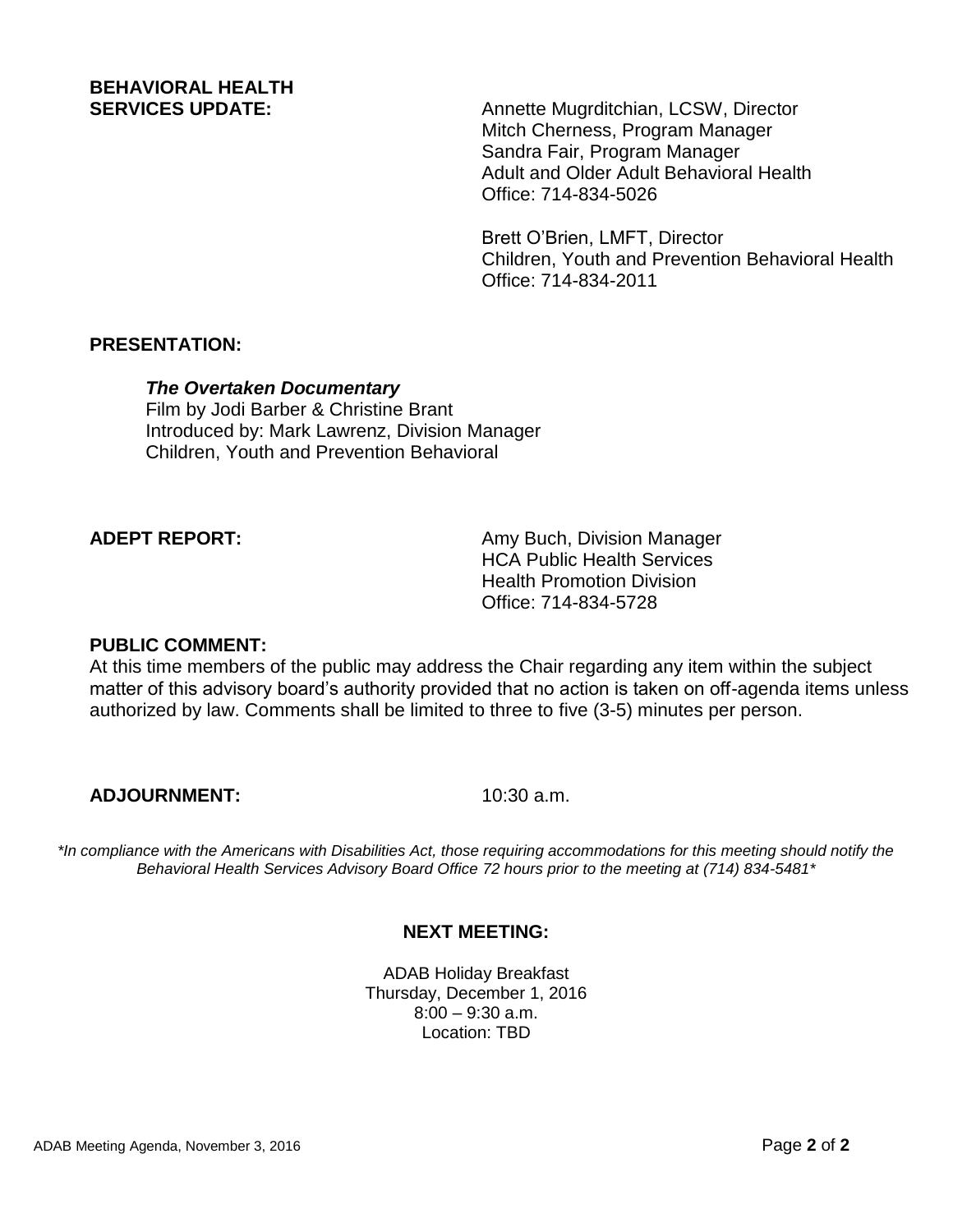**BEHAVIORAL HEALTH SERVICES UPDATE:**

Annette Mugrditchian, LCSW, Director
Mitch Cherness, Program Manager
Sandra Fair, Program Manager
Adult and Older Adult Behavioral Health
Office: 714-834-5026

Brett O'Brien, LMFT, Director
Children, Youth and Prevention Behavioral Health
Office: 714-834-2011

**PRESENTATION:**

***The Overtaken Documentary***
Film by Jodi Barber & Christine Brant
Introduced by: Mark Lawrenz, Division Manager
Children, Youth and Prevention Behavioral

**ADEPT REPORT:**

Amy Buch, Division Manager
HCA Public Health Services
Health Promotion Division
Office: 714-834-5728

**PUBLIC COMMENT:**

At this time members of the public may address the Chair regarding any item within the subject matter of this advisory board's authority provided that no action is taken on off-agenda items unless authorized by law. Comments shall be limited to three to five (3-5) minutes per person.

**ADJOURNMENT:** 10:30 a.m.

*\*In compliance with the Americans with Disabilities Act, those requiring accommodations for this meeting should notify the Behavioral Health Services Advisory Board Office 72 hours prior to the meeting at (714) 834-5481\**

**NEXT MEETING:**

ADAB Holiday Breakfast
Thursday, December 1, 2016
8:00 – 9:30 a.m.
Location: TBD